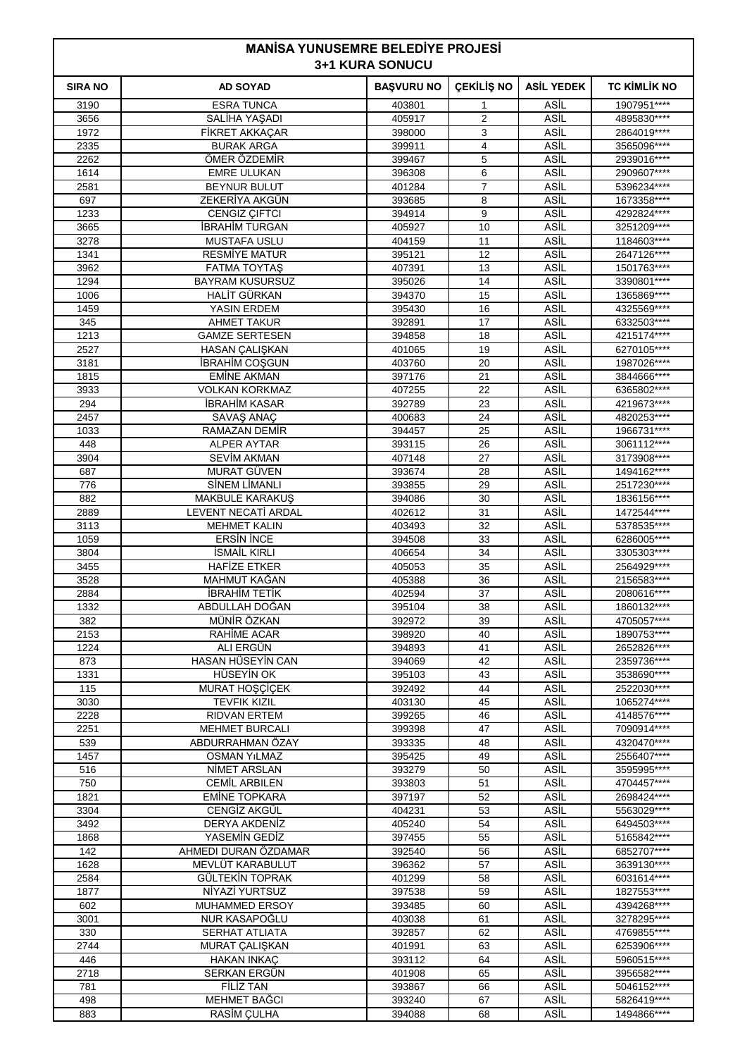# MANİSA YUNUSEMRE BELEDİYE PROJESİ

## 3+1 KURA SONUCU

| SIRA NO | AD SOYAD | BAŞVURU NO | ÇEKİLİŞ NO | ASİL YEDEK | TC KİMLİK NO |
|---|---|---|---|---|---|
| 3190 | ESRA TUNCA | 403801 | 1 | ASİL | 1907951**** |
| 3656 | SALİHA YAŞADI | 405917 | 2 | ASİL | 4895830**** |
| 1972 | FİKRET AKKAÇAR | 398000 | 3 | ASİL | 2864019**** |
| 2335 | BURAK ARGA | 399911 | 4 | ASİL | 3565096**** |
| 2262 | ÖMER ÖZDEMİR | 399467 | 5 | ASİL | 2939016**** |
| 1614 | EMRE ULUKAN | 396308 | 6 | ASİL | 2909607**** |
| 2581 | BEYNUR BULUT | 401284 | 7 | ASİL | 5396234**** |
| 697 | ZEKERİYA AKGÜN | 393685 | 8 | ASİL | 1673358**** |
| 1233 | CENGIZ ÇIFTCI | 394914 | 9 | ASİL | 4292824**** |
| 3665 | İBRAHİM TURGAN | 405927 | 10 | ASİL | 3251209**** |
| 3278 | MUSTAFA USLU | 404159 | 11 | ASİL | 1184603**** |
| 1341 | RESMİYE MATUR | 395121 | 12 | ASİL | 2647126**** |
| 3962 | FATMA TOYTAŞ | 407391 | 13 | ASİL | 1501763**** |
| 1294 | BAYRAM KUSURSUZ | 395026 | 14 | ASİL | 3390801**** |
| 1006 | HALİT GÜRKAN | 394370 | 15 | ASİL | 1365869**** |
| 1459 | YASIN ERDEM | 395430 | 16 | ASİL | 4325569**** |
| 345 | AHMET TAKUR | 392891 | 17 | ASİL | 6332503**** |
| 1213 | GAMZE SERTESEN | 394858 | 18 | ASİL | 4215174**** |
| 2527 | HASAN ÇALIŞKAN | 401065 | 19 | ASİL | 6270105**** |
| 3181 | İBRAHİM COŞGUN | 403760 | 20 | ASİL | 1987026**** |
| 1815 | EMİNE AKMAN | 397176 | 21 | ASİL | 3844666**** |
| 3933 | VOLKAN KORKMAZ | 407255 | 22 | ASİL | 6365802**** |
| 294 | İBRAHİM KASAR | 392789 | 23 | ASİL | 4219673**** |
| 2457 | SAVAŞ ANAÇ | 400683 | 24 | ASİL | 4820253**** |
| 1033 | RAMAZAN DEMİR | 394457 | 25 | ASİL | 1966731**** |
| 448 | ALPER AYTAR | 393115 | 26 | ASİL | 3061112**** |
| 3904 | SEVİM AKMAN | 407148 | 27 | ASİL | 3173908**** |
| 687 | MURAT GÜVEN | 393674 | 28 | ASİL | 1494162**** |
| 776 | SİNEM LİMANLI | 393855 | 29 | ASİL | 2517230**** |
| 882 | MAKBULE KARAKUŞ | 394086 | 30 | ASİL | 1836156**** |
| 2889 | LEVENT NECATİ ARDAL | 402612 | 31 | ASİL | 1472544**** |
| 3113 | MEHMET KALIN | 403493 | 32 | ASİL | 5378535**** |
| 1059 | ERSİN İNCE | 394508 | 33 | ASİL | 6286005**** |
| 3804 | İSMAİL KIRLI | 406654 | 34 | ASİL | 3305303**** |
| 3455 | HAFİZE ETKER | 405053 | 35 | ASİL | 2564929**** |
| 3528 | MAHMUT KAĞAN | 405388 | 36 | ASİL | 2156583**** |
| 2884 | İBRAHİM TETİK | 402594 | 37 | ASİL | 2080616**** |
| 1332 | ABDULLAH DOĞAN | 395104 | 38 | ASİL | 1860132**** |
| 382 | MÜNİR ÖZKAN | 392972 | 39 | ASİL | 4705057**** |
| 2153 | RAHİME ACAR | 398920 | 40 | ASİL | 1890753**** |
| 1224 | ALI ERGÜN | 394893 | 41 | ASİL | 2652826**** |
| 873 | HASAN HÜSEYİN CAN | 394069 | 42 | ASİL | 2359736**** |
| 1331 | HÜSEYİN OK | 395103 | 43 | ASİL | 3538690**** |
| 115 | MURAT HOŞÇİÇEK | 392492 | 44 | ASİL | 2522030**** |
| 3030 | TEVFIK KIZIL | 403130 | 45 | ASİL | 1065274**** |
| 2228 | RIDVAN ERTEM | 399265 | 46 | ASİL | 4148576**** |
| 2251 | MEHMET BURCALI | 399398 | 47 | ASİL | 7090914**** |
| 539 | ABDURRAHMAN ÖZAY | 393335 | 48 | ASİL | 4320470**** |
| 1457 | OSMAN YıLMAZ | 395425 | 49 | ASİL | 2556407**** |
| 516 | NİMET ARSLAN | 393279 | 50 | ASİL | 3595995**** |
| 750 | CEMİL ARBILEN | 393803 | 51 | ASİL | 4704457**** |
| 1821 | EMİNE TOPKARA | 397197 | 52 | ASİL | 2698424**** |
| 3304 | CENGİZ AKGÜL | 404231 | 53 | ASİL | 5563029**** |
| 3492 | DERYA AKDENİZ | 405240 | 54 | ASİL | 6494503**** |
| 1868 | YASEMİN GEDİZ | 397455 | 55 | ASİL | 5165842**** |
| 142 | AHMEDI DURAN ÖZDAMAR | 392540 | 56 | ASİL | 6852707**** |
| 1628 | MEVLÜT KARABULUT | 396362 | 57 | ASİL | 3639130**** |
| 2584 | GÜLTEKİN TOPRAK | 401299 | 58 | ASİL | 6031614**** |
| 1877 | NİYAZİ YURTSUZ | 397538 | 59 | ASİL | 1827553**** |
| 602 | MUHAMMED ERSOY | 393485 | 60 | ASİL | 4394268**** |
| 3001 | NUR KASAPOĞLU | 403038 | 61 | ASİL | 3278295**** |
| 330 | SERHAT ATLIATA | 392857 | 62 | ASİL | 4769855**** |
| 2744 | MURAT ÇALIŞKAN | 401991 | 63 | ASİL | 6253906**** |
| 446 | HAKAN INKAÇ | 393112 | 64 | ASİL | 5960515**** |
| 2718 | SERKAN ERGÜN | 401908 | 65 | ASİL | 3956582**** |
| 781 | FİLİZ TAN | 393867 | 66 | ASİL | 5046152**** |
| 498 | MEHMET BAĞCI | 393240 | 67 | ASİL | 5826419**** |
| 883 | RASİM ÇULHA | 394088 | 68 | ASİL | 1494866**** |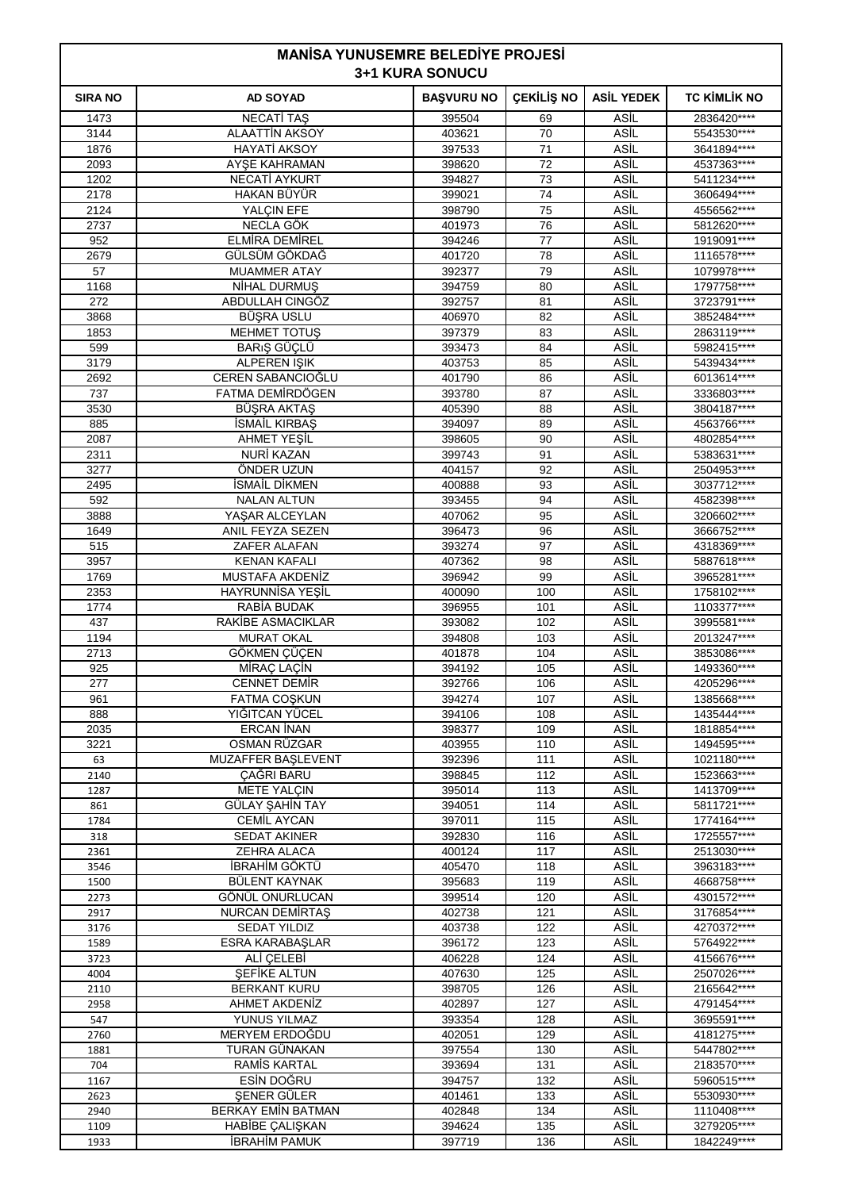# MANİSA YUNUSEMRE BELEDİYE PROJESİ
## 3+1 KURA SONUCU

| SIRA NO | AD SOYAD | BAŞVURU NO | ÇEKİLİŞ NO | ASİL YEDEK | TC KİMLİK NO |
|---|---|---|---|---|---|
| 1473 | NECATİ TAŞ | 395504 | 69 | ASİL | 2836420**** |
| 3144 | ALAATTİN AKSOY | 403621 | 70 | ASİL | 5543530**** |
| 1876 | HAYATİ AKSOY | 397533 | 71 | ASİL | 3641894**** |
| 2093 | AYŞE KAHRAMAN | 398620 | 72 | ASİL | 4537363**** |
| 1202 | NECATİ AYKURT | 394827 | 73 | ASİL | 5411234**** |
| 2178 | HAKAN BÜYÜR | 399021 | 74 | ASİL | 3606494**** |
| 2124 | YALÇIN EFE | 398790 | 75 | ASİL | 4556562**** |
| 2737 | NECLA GÖK | 401973 | 76 | ASİL | 5812620**** |
| 952 | ELMİRA DEMİREL | 394246 | 77 | ASİL | 1919091**** |
| 2679 | GÜLSÜM GÖKDAĞ | 401720 | 78 | ASİL | 1116578**** |
| 57 | MUAMMER ATAY | 392377 | 79 | ASİL | 1079978**** |
| 1168 | NİHAL DURMUŞ | 394759 | 80 | ASİL | 1797758**** |
| 272 | ABDULLAH CINGÖZ | 392757 | 81 | ASİL | 3723791**** |
| 3868 | BÜŞRA USLU | 406970 | 82 | ASİL | 3852484**** |
| 1853 | MEHMET TOTUŞ | 397379 | 83 | ASİL | 2863119**** |
| 599 | BARıŞ GÜÇLÜ | 393473 | 84 | ASİL | 5982415**** |
| 3179 | ALPEREN IŞIK | 403753 | 85 | ASİL | 5439434**** |
| 2692 | CEREN SABANCIOĞLU | 401790 | 86 | ASİL | 6013614**** |
| 737 | FATMA DEMİRDÖGEN | 393780 | 87 | ASİL | 3336803**** |
| 3530 | BÜŞRA AKTAŞ | 405390 | 88 | ASİL | 3804187**** |
| 885 | İSMAİL KIRBAŞ | 394097 | 89 | ASİL | 4563766**** |
| 2087 | AHMET YEŞİL | 398605 | 90 | ASİL | 4802854**** |
| 2311 | NURİ KAZAN | 399743 | 91 | ASİL | 5383631**** |
| 3277 | ÖNDER UZUN | 404157 | 92 | ASİL | 2504953**** |
| 2495 | İSMAİL DİKMEN | 400888 | 93 | ASİL | 3037712**** |
| 592 | NALAN ALTUN | 393455 | 94 | ASİL | 4582398**** |
| 3888 | YAŞAR ALCEYLAN | 407062 | 95 | ASİL | 3206602**** |
| 1649 | ANIL FEYZA SEZEN | 396473 | 96 | ASİL | 3666752**** |
| 515 | ZAFER ALAFAN | 393274 | 97 | ASİL | 4318369**** |
| 3957 | KENAN KAFALI | 407362 | 98 | ASİL | 5887618**** |
| 1769 | MUSTAFA AKDENİZ | 396942 | 99 | ASİL | 3965281**** |
| 2353 | HAYRUNNİSA YEŞİL | 400090 | 100 | ASİL | 1758102**** |
| 1774 | RABİA BUDAK | 396955 | 101 | ASİL | 1103377**** |
| 437 | RAKİBE ASMACIKLAR | 393082 | 102 | ASİL | 3995581**** |
| 1194 | MURAT OKAL | 394808 | 103 | ASİL | 2013247**** |
| 2713 | GÖKMEN ÇÜÇEN | 401878 | 104 | ASİL | 3853086**** |
| 925 | MİRAÇ LAÇİN | 394192 | 105 | ASİL | 1493360**** |
| 277 | CENNET DEMİR | 392766 | 106 | ASİL | 4205296**** |
| 961 | FATMA COŞKUN | 394274 | 107 | ASİL | 1385668**** |
| 888 | YİĞİTCAN YÜCEL | 394106 | 108 | ASİL | 1435444**** |
| 2035 | ERCAN İNAN | 398377 | 109 | ASİL | 1818854**** |
| 3221 | OSMAN RÜZGAR | 403955 | 110 | ASİL | 1494595**** |
| 63 | MUZAFFER BAŞLEVENT | 392396 | 111 | ASİL | 1021180**** |
| 2140 | ÇAĞRI BARU | 398845 | 112 | ASİL | 1523663**** |
| 1287 | METE YALÇIN | 395014 | 113 | ASİL | 1413709**** |
| 861 | GÜLAY ŞAHİN TAY | 394051 | 114 | ASİL | 5811721**** |
| 1784 | CEMİL AYCAN | 397011 | 115 | ASİL | 1774164**** |
| 318 | SEDAT AKINER | 392830 | 116 | ASİL | 1725557**** |
| 2361 | ZEHRA ALACA | 400124 | 117 | ASİL | 2513030**** |
| 3546 | İBRAHİM GÖKTÜ | 405470 | 118 | ASİL | 3963183**** |
| 1500 | BÜLENT KAYNAK | 395683 | 119 | ASİL | 4668758**** |
| 2273 | GÖNÜL ONURLUCAN | 399514 | 120 | ASİL | 4301572**** |
| 2917 | NURCAN DEMİRTAŞ | 402738 | 121 | ASİL | 3176854**** |
| 3176 | SEDAT YILDIZ | 403738 | 122 | ASİL | 4270372**** |
| 1589 | ESRA KARABAŞLAR | 396172 | 123 | ASİL | 5764922**** |
| 3723 | ALİ ÇELEBİ | 406228 | 124 | ASİL | 4156676**** |
| 4004 | ŞEFİKE ALTUN | 407630 | 125 | ASİL | 2507026**** |
| 2110 | BERKANT KURU | 398705 | 126 | ASİL | 2165642**** |
| 2958 | AHMET AKDENİZ | 402897 | 127 | ASİL | 4791454**** |
| 547 | YUNUS YILMAZ | 393354 | 128 | ASİL | 3695591**** |
| 2760 | MERYEM ERDOĞDU | 402051 | 129 | ASİL | 4181275**** |
| 1881 | TURAN GÜNAKAN | 397554 | 130 | ASİL | 5447802**** |
| 704 | RAMİS KARTAL | 393694 | 131 | ASİL | 2183570**** |
| 1167 | ESİN DOĞRU | 394757 | 132 | ASİL | 5960515**** |
| 2623 | ŞENER GÜLER | 401461 | 133 | ASİL | 5530930**** |
| 2940 | BERKAY EMİN BATMAN | 402848 | 134 | ASİL | 1110408**** |
| 1109 | HABİBE ÇALIŞKAN | 394624 | 135 | ASİL | 3279205**** |
| 1933 | İBRAHİM PAMUK | 397719 | 136 | ASİL | 1842249**** |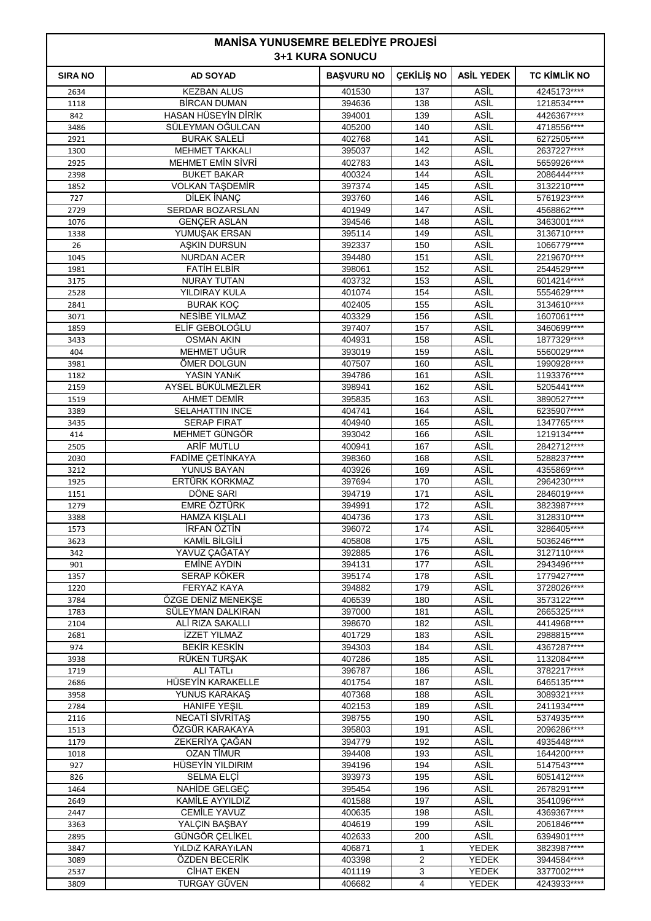# MANİSA YUNUSEMRE BELEDİYE PROJESİ
## 3+1 KURA SONUCU

| SIRA NO | AD SOYAD | BAŞVURU NO | ÇEKİLİŞ NO | ASİL YEDEK | TC KİMLİK NO |
|---|---|---|---|---|---|
| 2634 | KEZBAN ALUS | 401530 | 137 | ASİL | 4245173**** |
| 1118 | BİRCAN DUMAN | 394636 | 138 | ASİL | 1218534**** |
| 842 | HASAN HÜSEYİN DİRİK | 394001 | 139 | ASİL | 4426367**** |
| 3486 | SÜLEYMAN OĞULCAN | 405200 | 140 | ASİL | 4718556**** |
| 2921 | BURAK SALELİ | 402768 | 141 | ASİL | 6272505**** |
| 1300 | MEHMET TAKKALI | 395037 | 142 | ASİL | 2637227**** |
| 2925 | MEHMET EMİN SİVRİ | 402783 | 143 | ASİL | 5659926**** |
| 2398 | BUKET BAKAR | 400324 | 144 | ASİL | 2086444**** |
| 1852 | VOLKAN TAŞDEMİR | 397374 | 145 | ASİL | 3132210**** |
| 727 | DİLEK İNANÇ | 393760 | 146 | ASİL | 5761923**** |
| 2729 | SERDAR BOZARSLAN | 401949 | 147 | ASİL | 4568862**** |
| 1076 | GENÇER ASLAN | 394546 | 148 | ASİL | 3463001**** |
| 1338 | YUMUŞAK ERSAN | 395114 | 149 | ASİL | 3136710**** |
| 26 | AŞKIN DURSUN | 392337 | 150 | ASİL | 1066779**** |
| 1045 | NURDAN ACER | 394480 | 151 | ASİL | 2219670**** |
| 1981 | FATİH ELBİR | 398061 | 152 | ASİL | 2544529**** |
| 3175 | NURAY TUTAN | 403732 | 153 | ASİL | 6014214**** |
| 2528 | YILDIRAY KULA | 401074 | 154 | ASİL | 5554629**** |
| 2841 | BURAK KOÇ | 402405 | 155 | ASİL | 3134610**** |
| 3071 | NESİBE YILMAZ | 403329 | 156 | ASİL | 1607061**** |
| 1859 | ELİF GEBOLOĞLU | 397407 | 157 | ASİL | 3460699**** |
| 3433 | OSMAN AKIN | 404931 | 158 | ASİL | 1877329**** |
| 404 | MEHMET UĞUR | 393019 | 159 | ASİL | 5560029**** |
| 3981 | ÖMER DOLGUN | 407507 | 160 | ASİL | 1990928**** |
| 1182 | YASIN YANıK | 394786 | 161 | ASİL | 1193376**** |
| 2159 | AYSEL BÜKÜLMEZLER | 398941 | 162 | ASİL | 5205441**** |
| 1519 | AHMET DEMİR | 395835 | 163 | ASİL | 3890527**** |
| 3389 | SELAHATTIN INCE | 404741 | 164 | ASİL | 6235907**** |
| 3435 | SERAP FIRAT | 404940 | 165 | ASİL | 1347765**** |
| 414 | MEHMET GÜNGÖR | 393042 | 166 | ASİL | 1219134**** |
| 2505 | ARİF MUTLU | 400941 | 167 | ASİL | 2842712**** |
| 2030 | FADİME ÇETİNKAYA | 398360 | 168 | ASİL | 5288237**** |
| 3212 | YUNUS BAYAN | 403926 | 169 | ASİL | 4355869**** |
| 1925 | ERTÜRK KORKMAZ | 397694 | 170 | ASİL | 2964230**** |
| 1151 | DÖNE SARI | 394719 | 171 | ASİL | 2846019**** |
| 1279 | EMRE ÖZTÜRK | 394991 | 172 | ASİL | 3823987**** |
| 3388 | HAMZA KIŞLALI | 404736 | 173 | ASİL | 3128310**** |
| 1573 | İRFAN ÖZTİN | 396072 | 174 | ASİL | 3286405**** |
| 3623 | KAMİL BİLGİLİ | 405808 | 175 | ASİL | 5036246**** |
| 342 | YAVUZ ÇAĞATAY | 392885 | 176 | ASİL | 3127110**** |
| 901 | EMİNE AYDIN | 394131 | 177 | ASİL | 2943496**** |
| 1357 | SERAP KÖKER | 395174 | 178 | ASİL | 1779427**** |
| 1220 | FERYAZ KAYA | 394882 | 179 | ASİL | 3728026**** |
| 3784 | ÖZGE DENİZ MENEKŞE | 406539 | 180 | ASİL | 3573122**** |
| 1783 | SÜLEYMAN DALKIRAN | 397000 | 181 | ASİL | 2665325**** |
| 2104 | ALİ RIZA SAKALLI | 398670 | 182 | ASİL | 4414968**** |
| 2681 | İZZET YILMAZ | 401729 | 183 | ASİL | 2988815**** |
| 974 | BEKİR KESKİN | 394303 | 184 | ASİL | 4367287**** |
| 3938 | RÜKEN TURŞAK | 407286 | 185 | ASİL | 1132084**** |
| 1719 | ALI TATLı | 396787 | 186 | ASİL | 3782217**** |
| 2686 | HÜSEYİN KARAKELLE | 401754 | 187 | ASİL | 6465135**** |
| 3958 | YUNUS KARAKAŞ | 407368 | 188 | ASİL | 3089321**** |
| 2784 | HANIFE YEŞIL | 402153 | 189 | ASİL | 2411934**** |
| 2116 | NECATİ SİVRİTAŞ | 398755 | 190 | ASİL | 5374935**** |
| 1513 | ÖZGÜR KARAKAYA | 395803 | 191 | ASİL | 2096286**** |
| 1179 | ZEKERİYA ÇAĞAN | 394779 | 192 | ASİL | 4935448**** |
| 1018 | OZAN TİMUR | 394408 | 193 | ASİL | 1644200**** |
| 927 | HÜSEYİN YILDIRIM | 394196 | 194 | ASİL | 5147543**** |
| 826 | SELMA ELÇİ | 393973 | 195 | ASİL | 6051412**** |
| 1464 | NAHİDE GELGEÇ | 395454 | 196 | ASİL | 2678291**** |
| 2649 | KAMİLE AYYILDIZ | 401588 | 197 | ASİL | 3541096**** |
| 2447 | CEMİLE YAVUZ | 400635 | 198 | ASİL | 4369367**** |
| 3363 | YALÇIN BAŞBAY | 404619 | 199 | ASİL | 2061846**** |
| 2895 | GÜNGÖR ÇELİKEL | 402633 | 200 | ASİL | 6394901**** |
| 3847 | YıLDıZ KARAYıLAN | 406871 | 1 | YEDEK | 3823987**** |
| 3089 | ÖZDEN BECERİK | 403398 | 2 | YEDEK | 3944584**** |
| 2537 | CİHAT EKEN | 401119 | 3 | YEDEK | 3377002**** |
| 3809 | TURGAY GÜVEN | 406682 | 4 | YEDEK | 4243933**** |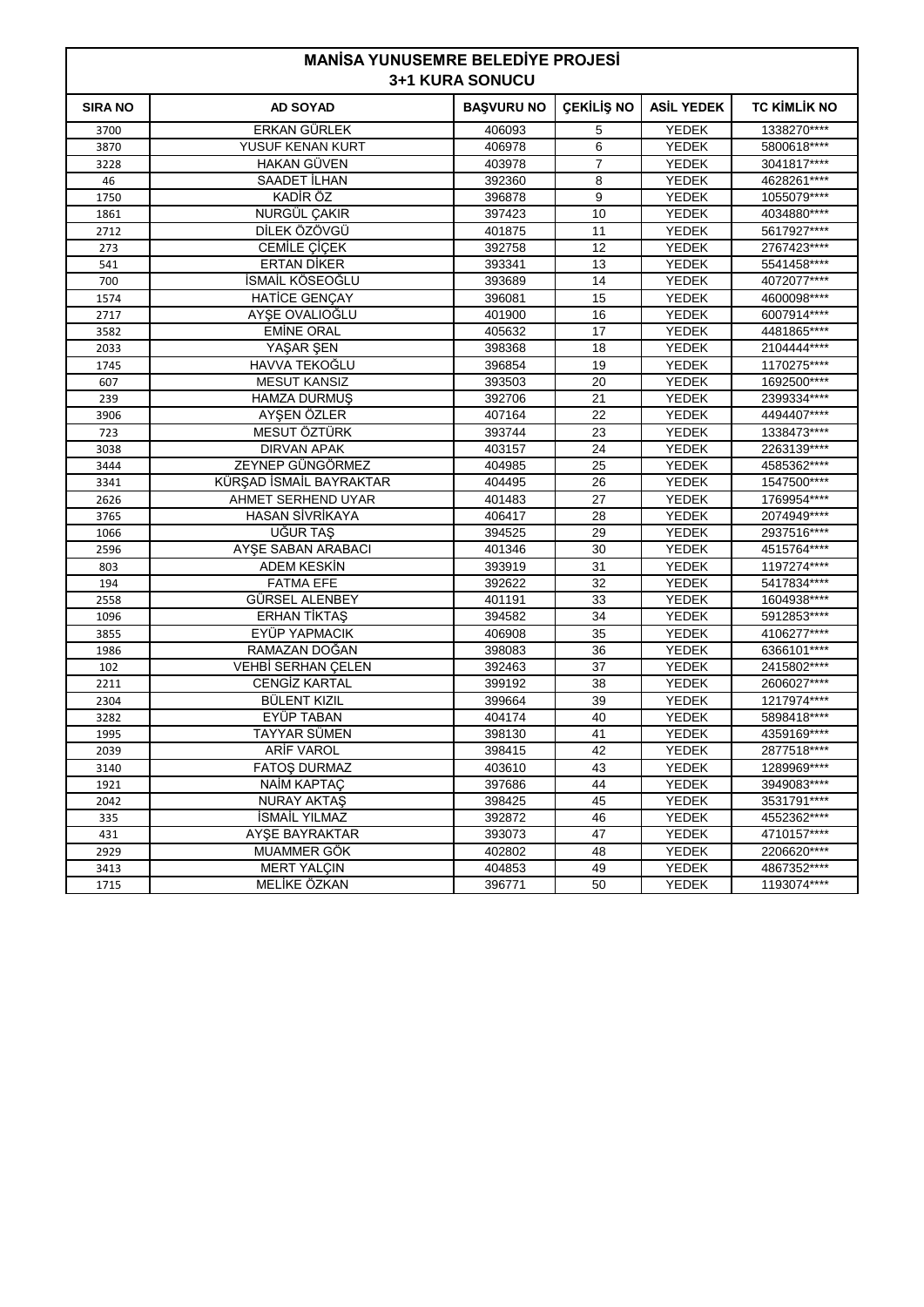| MANİSA YUNUSEMRE BELEDİYE PROJESİ 3+1 KURA SONUCU | | | | | |
|---|---|---|---|---|---|
| **SIRA NO** | **AD SOYAD** | **BAŞVURU NO** | **ÇEKİLİŞ NO** | **ASİL YEDEK** | **TC KİMLİK NO** |
| 3700 | ERKAN GÜRLEK | 406093 | 5 | YEDEK | 1338270**** |
| 3870 | YUSUF KENAN KURT | 406978 | 6 | YEDEK | 5800618**** |
| 3228 | HAKAN GÜVEN | 403978 | 7 | YEDEK | 3041817**** |
| 46 | SAADET İLHAN | 392360 | 8 | YEDEK | 4628261**** |
| 1750 | KADİR ÖZ | 396878 | 9 | YEDEK | 1055079**** |
| 1861 | NURGÜL ÇAKIR | 397423 | 10 | YEDEK | 4034880**** |
| 2712 | DİLEK ÖZÖVGÜ | 401875 | 11 | YEDEK | 5617927**** |
| 273 | CEMİLE ÇİÇEK | 392758 | 12 | YEDEK | 2767423**** |
| 541 | ERTAN DİKER | 393341 | 13 | YEDEK | 5541458**** |
| 700 | İSMAİL KÖSEOĞLU | 393689 | 14 | YEDEK | 4072077**** |
| 1574 | HATİCE GENÇAY | 396081 | 15 | YEDEK | 4600098**** |
| 2717 | AYŞE OVALIOĞLU | 401900 | 16 | YEDEK | 6007914**** |
| 3582 | EMİNE ORAL | 405632 | 17 | YEDEK | 4481865**** |
| 2033 | YAŞAR ŞEN | 398368 | 18 | YEDEK | 2104444**** |
| 1745 | HAVVA TEKOĞLU | 396854 | 19 | YEDEK | 1170275**** |
| 607 | MESUT KANSIZ | 393503 | 20 | YEDEK | 1692500**** |
| 239 | HAMZA DURMUŞ | 392706 | 21 | YEDEK | 2399334**** |
| 3906 | AYŞEN ÖZLER | 407164 | 22 | YEDEK | 4494407**** |
| 723 | MESUT ÖZTÜRK | 393744 | 23 | YEDEK | 1338473**** |
| 3038 | DIRVAN APAK | 403157 | 24 | YEDEK | 2263139**** |
| 3444 | ZEYNEP GÜNGÖRMEZ | 404985 | 25 | YEDEK | 4585362**** |
| 3341 | KÜRŞAD İSMAİL BAYRAKTAR | 404495 | 26 | YEDEK | 1547500**** |
| 2626 | AHMET SERHEND UYAR | 401483 | 27 | YEDEK | 1769954**** |
| 3765 | HASAN SİVRİKAYA | 406417 | 28 | YEDEK | 2074949**** |
| 1066 | UĞUR TAŞ | 394525 | 29 | YEDEK | 2937516**** |
| 2596 | AYŞE SABAN ARABACI | 401346 | 30 | YEDEK | 4515764**** |
| 803 | ADEM KESKİN | 393919 | 31 | YEDEK | 1197274**** |
| 194 | FATMA EFE | 392622 | 32 | YEDEK | 5417834**** |
| 2558 | GÜRSEL ALENBEY | 401191 | 33 | YEDEK | 1604938**** |
| 1096 | ERHAN TİKTAŞ | 394582 | 34 | YEDEK | 5912853**** |
| 3855 | EYÜP YAPMACIK | 406908 | 35 | YEDEK | 4106277**** |
| 1986 | RAMAZAN DOĞAN | 398083 | 36 | YEDEK | 6366101**** |
| 102 | VEHBİ SERHAN ÇELEN | 392463 | 37 | YEDEK | 2415802**** |
| 2211 | CENGİZ KARTAL | 399192 | 38 | YEDEK | 2606027**** |
| 2304 | BÜLENT KIZIL | 399664 | 39 | YEDEK | 1217974**** |
| 3282 | EYÜP TABAN | 404174 | 40 | YEDEK | 5898418**** |
| 1995 | TAYYAR SÜMEN | 398130 | 41 | YEDEK | 4359169**** |
| 2039 | ARİF VAROL | 398415 | 42 | YEDEK | 2877518**** |
| 3140 | FATOŞ DURMAZ | 403610 | 43 | YEDEK | 1289969**** |
| 1921 | NAİM KAPTAÇ | 397686 | 44 | YEDEK | 3949083**** |
| 2042 | NURAY AKTAŞ | 398425 | 45 | YEDEK | 3531791**** |
| 335 | İSMAİL YILMAZ | 392872 | 46 | YEDEK | 4552362**** |
| 431 | AYŞE BAYRAKTAR | 393073 | 47 | YEDEK | 4710157**** |
| 2929 | MUAMMER GÖK | 402802 | 48 | YEDEK | 2206620**** |
| 3413 | MERT YALÇIN | 404853 | 49 | YEDEK | 4867352**** |
| 1715 | MELİKE ÖZKAN | 396771 | 50 | YEDEK | 1193074**** |